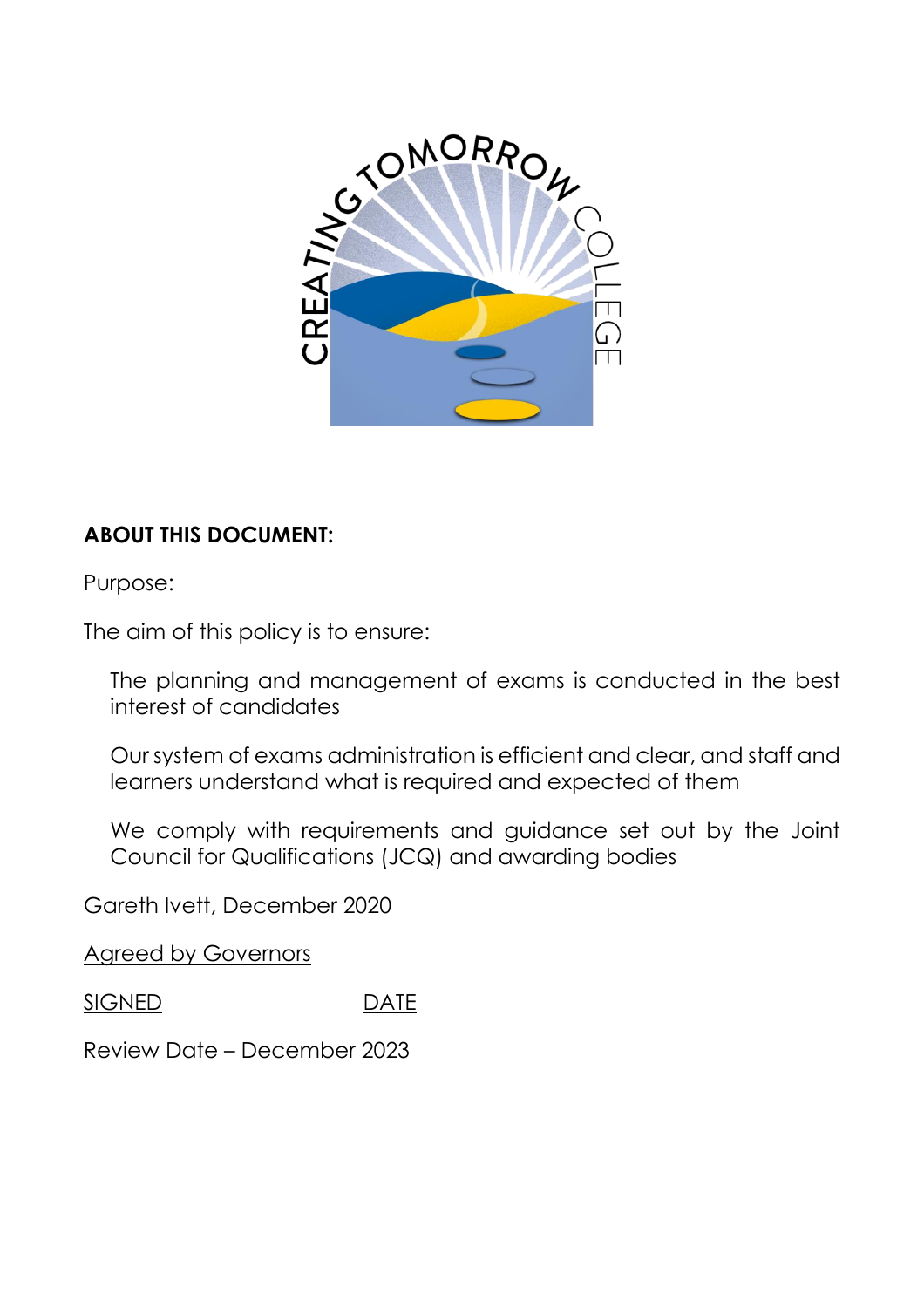**ABOUT THIS DOCUMENT:**

Purpose:

The aim of this policy is to ensure:

The planning and management of exams is conducted in the best interest of candidates

Our system of exams administration is efficient and clear, and staff and learners understand what is required and expected of them

We comply with requirements and guidance set out by the Joint Council for Qualifications (JCQ) and awarding bodies

Gareth Ivett, December 2020

<u>Agreed by Governors</u>

<u>SIGNED</u> <u>DATE</u>

Review Date – December 2023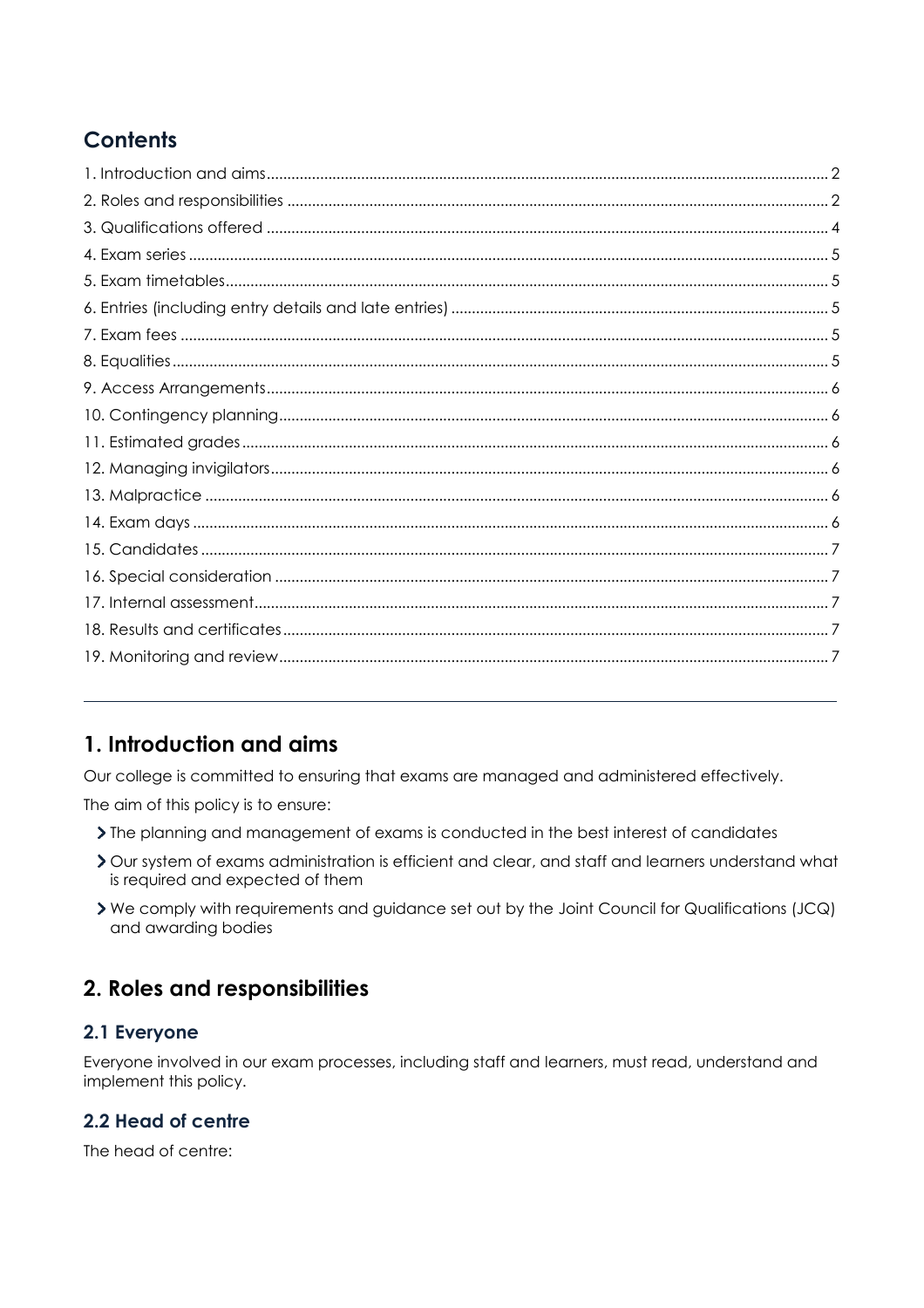## Contents

1. Introduction and aims ..... 2
2. Roles and responsibilities ..... 2
3. Qualifications offered ..... 4
4. Exam series ..... 5
5. Exam timetables ..... 5
6. Entries (including entry details and late entries) ..... 5
7. Exam fees ..... 5
8. Equalities ..... 5
9. Access Arrangements ..... 6
10. Contingency planning ..... 6
11. Estimated grades ..... 6
12. Managing invigilators ..... 6
13. Malpractice ..... 6
14. Exam days ..... 6
15. Candidates ..... 7
16. Special consideration ..... 7
17. Internal assessment ..... 7
18. Results and certificates ..... 7
19. Monitoring and review ..... 7

---

## 1. Introduction and aims

Our college is committed to ensuring that exams are managed and administered effectively.

The aim of this policy is to ensure:

- The planning and management of exams is conducted in the best interest of candidates
- Our system of exams administration is efficient and clear, and staff and learners understand what is required and expected of them
- We comply with requirements and guidance set out by the Joint Council for Qualifications (JCQ) and awarding bodies

## 2. Roles and responsibilities

### 2.1 Everyone

Everyone involved in our exam processes, including staff and learners, must read, understand and implement this policy.

### 2.2 Head of centre

The head of centre: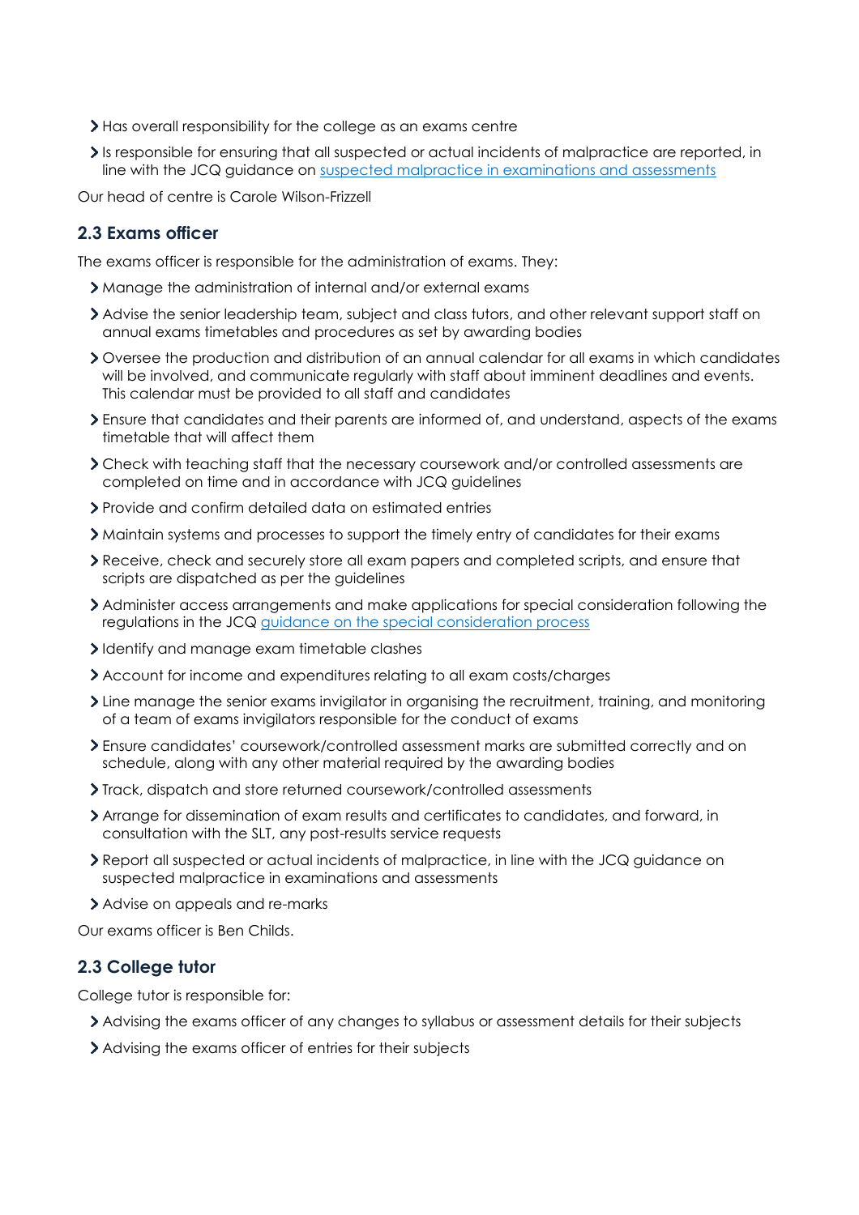- Has overall responsibility for the college as an exams centre
- Is responsible for ensuring that all suspected or actual incidents of malpractice are reported, in line with the JCQ guidance on [suspected malpractice in examinations and assessments]()

Our head of centre is Carole Wilson-Frizzell

### 2.3 Exams officer

The exams officer is responsible for the administration of exams. They:

- Manage the administration of internal and/or external exams
- Advise the senior leadership team, subject and class tutors, and other relevant support staff on annual exams timetables and procedures as set by awarding bodies
- Oversee the production and distribution of an annual calendar for all exams in which candidates will be involved, and communicate regularly with staff about imminent deadlines and events. This calendar must be provided to all staff and candidates
- Ensure that candidates and their parents are informed of, and understand, aspects of the exams timetable that will affect them
- Check with teaching staff that the necessary coursework and/or controlled assessments are completed on time and in accordance with JCQ guidelines
- Provide and confirm detailed data on estimated entries
- Maintain systems and processes to support the timely entry of candidates for their exams
- Receive, check and securely store all exam papers and completed scripts, and ensure that scripts are dispatched as per the guidelines
- Administer access arrangements and make applications for special consideration following the regulations in the JCQ [guidance on the special consideration process]()
- Identify and manage exam timetable clashes
- Account for income and expenditures relating to all exam costs/charges
- Line manage the senior exams invigilator in organising the recruitment, training, and monitoring of a team of exams invigilators responsible for the conduct of exams
- Ensure candidates' coursework/controlled assessment marks are submitted correctly and on schedule, along with any other material required by the awarding bodies
- Track, dispatch and store returned coursework/controlled assessments
- Arrange for dissemination of exam results and certificates to candidates, and forward, in consultation with the SLT, any post-results service requests
- Report all suspected or actual incidents of malpractice, in line with the JCQ guidance on suspected malpractice in examinations and assessments
- Advise on appeals and re-marks

Our exams officer is Ben Childs.

### 2.3 College tutor

College tutor is responsible for:

- Advising the exams officer of any changes to syllabus or assessment details for their subjects
- Advising the exams officer of entries for their subjects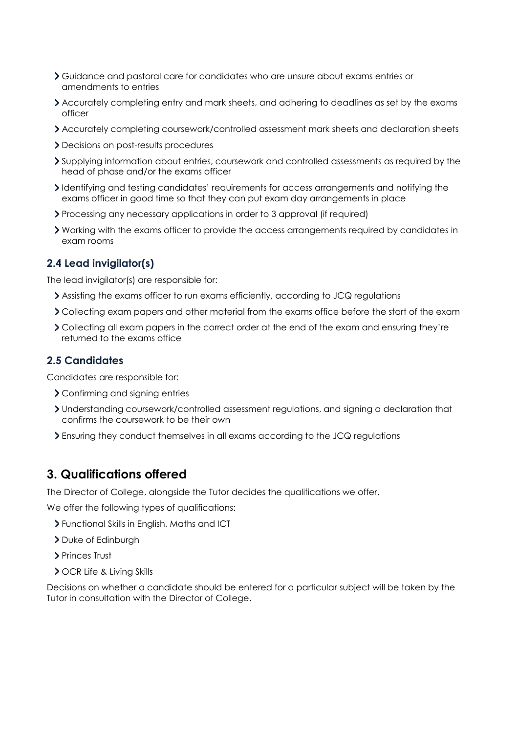- Guidance and pastoral care for candidates who are unsure about exams entries or amendments to entries
- Accurately completing entry and mark sheets, and adhering to deadlines as set by the exams officer
- Accurately completing coursework/controlled assessment mark sheets and declaration sheets
- Decisions on post-results procedures
- Supplying information about entries, coursework and controlled assessments as required by the head of phase and/or the exams officer
- Identifying and testing candidates' requirements for access arrangements and notifying the exams officer in good time so that they can put exam day arrangements in place
- Processing any necessary applications in order to 3 approval (if required)
- Working with the exams officer to provide the access arrangements required by candidates in exam rooms

### 2.4 Lead invigilator(s)

The lead invigilator(s) are responsible for:

- Assisting the exams officer to run exams efficiently, according to JCQ regulations
- Collecting exam papers and other material from the exams office before the start of the exam
- Collecting all exam papers in the correct order at the end of the exam and ensuring they're returned to the exams office

### 2.5 Candidates

Candidates are responsible for:

- Confirming and signing entries
- Understanding coursework/controlled assessment regulations, and signing a declaration that confirms the coursework to be their own
- Ensuring they conduct themselves in all exams according to the JCQ regulations

## 3. Qualifications offered

The Director of College, alongside the Tutor decides the qualifications we offer.

We offer the following types of qualifications:

- Functional Skills in English, Maths and ICT
- Duke of Edinburgh
- Princes Trust
- OCR Life & Living Skills

Decisions on whether a candidate should be entered for a particular subject will be taken by the Tutor in consultation with the Director of College.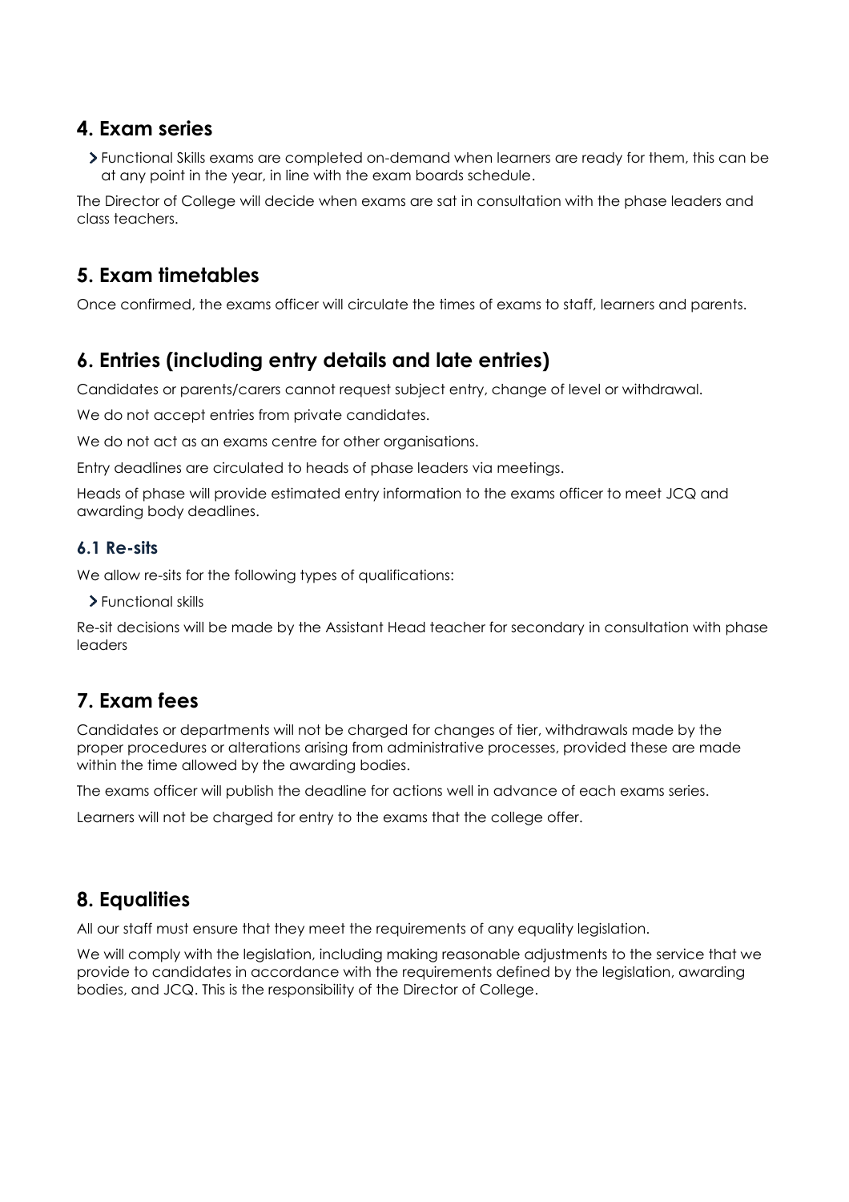## 4. Exam series

- Functional Skills exams are completed on-demand when learners are ready for them, this can be at any point in the year, in line with the exam boards schedule.

The Director of College will decide when exams are sat in consultation with the phase leaders and class teachers.

## 5. Exam timetables

Once confirmed, the exams officer will circulate the times of exams to staff, learners and parents.

## 6. Entries (including entry details and late entries)

Candidates or parents/carers cannot request subject entry, change of level or withdrawal.

We do not accept entries from private candidates.

We do not act as an exams centre for other organisations.

Entry deadlines are circulated to heads of phase leaders via meetings.

Heads of phase will provide estimated entry information to the exams officer to meet JCQ and awarding body deadlines.

### 6.1 Re-sits

We allow re-sits for the following types of qualifications:

- Functional skills

Re-sit decisions will be made by the Assistant Head teacher for secondary in consultation with phase leaders

## 7. Exam fees

Candidates or departments will not be charged for changes of tier, withdrawals made by the proper procedures or alterations arising from administrative processes, provided these are made within the time allowed by the awarding bodies.

The exams officer will publish the deadline for actions well in advance of each exams series.

Learners will not be charged for entry to the exams that the college offer.

## 8. Equalities

All our staff must ensure that they meet the requirements of any equality legislation.

We will comply with the legislation, including making reasonable adjustments to the service that we provide to candidates in accordance with the requirements defined by the legislation, awarding bodies, and JCQ. This is the responsibility of the Director of College.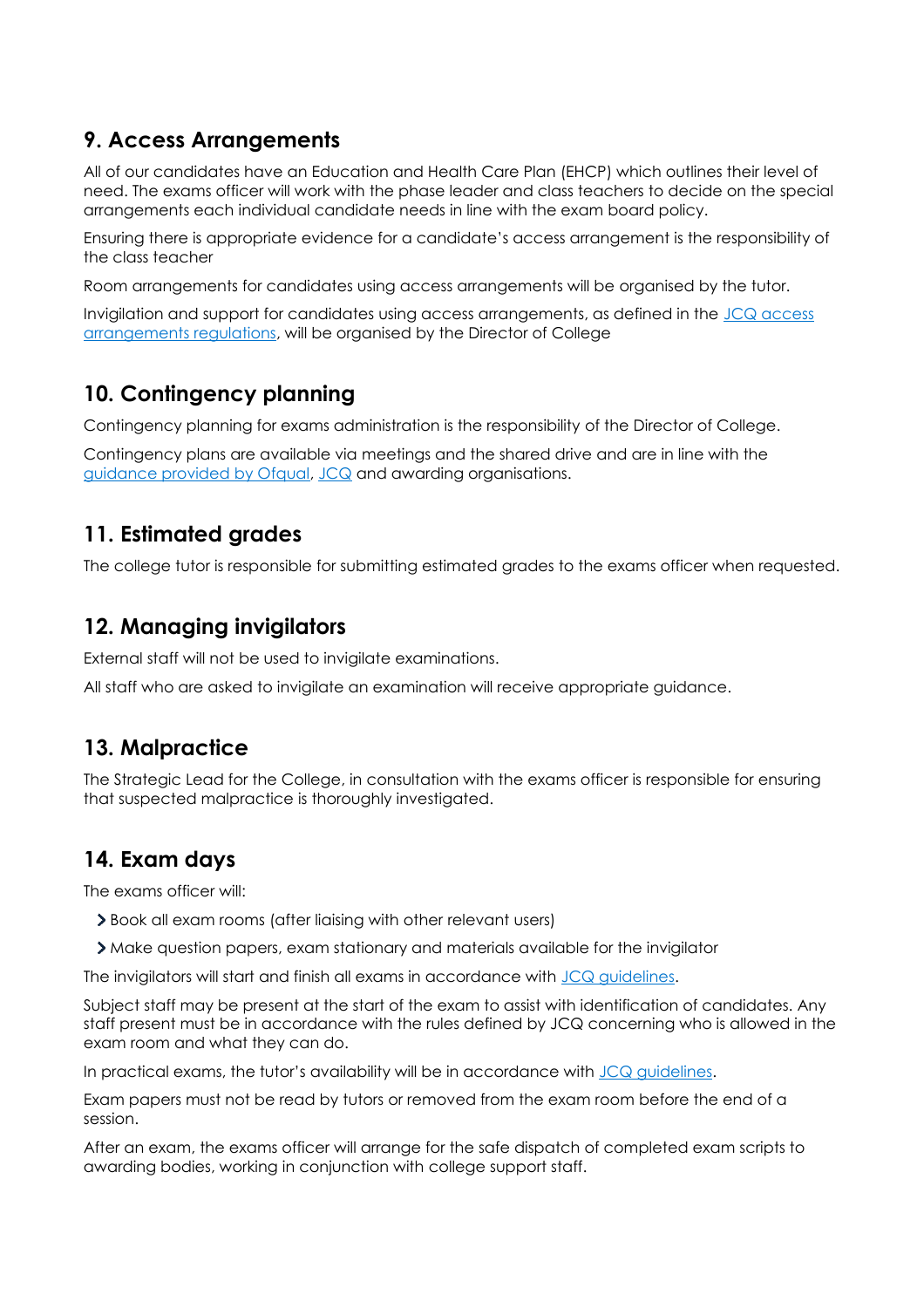## 9. Access Arrangements

All of our candidates have an Education and Health Care Plan (EHCP) which outlines their level of need. The exams officer will work with the phase leader and class teachers to decide on the special arrangements each individual candidate needs in line with the exam board policy.

Ensuring there is appropriate evidence for a candidate's access arrangement is the responsibility of the class teacher

Room arrangements for candidates using access arrangements will be organised by the tutor.

Invigilation and support for candidates using access arrangements, as defined in the JCQ access arrangements regulations, will be organised by the Director of College

## 10. Contingency planning

Contingency planning for exams administration is the responsibility of the Director of College.

Contingency plans are available via meetings and the shared drive and are in line with the guidance provided by Ofqual, JCQ and awarding organisations.

## 11. Estimated grades

The college tutor is responsible for submitting estimated grades to the exams officer when requested.

## 12. Managing invigilators

External staff will not be used to invigilate examinations.

All staff who are asked to invigilate an examination will receive appropriate guidance.

## 13. Malpractice

The Strategic Lead for the College, in consultation with the exams officer is responsible for ensuring that suspected malpractice is thoroughly investigated.

## 14. Exam days

The exams officer will:

- Book all exam rooms (after liaising with other relevant users)
- Make question papers, exam stationary and materials available for the invigilator

The invigilators will start and finish all exams in accordance with JCQ guidelines.

Subject staff may be present at the start of the exam to assist with identification of candidates. Any staff present must be in accordance with the rules defined by JCQ concerning who is allowed in the exam room and what they can do.

In practical exams, the tutor's availability will be in accordance with JCQ guidelines.

Exam papers must not be read by tutors or removed from the exam room before the end of a session.

After an exam, the exams officer will arrange for the safe dispatch of completed exam scripts to awarding bodies, working in conjunction with college support staff.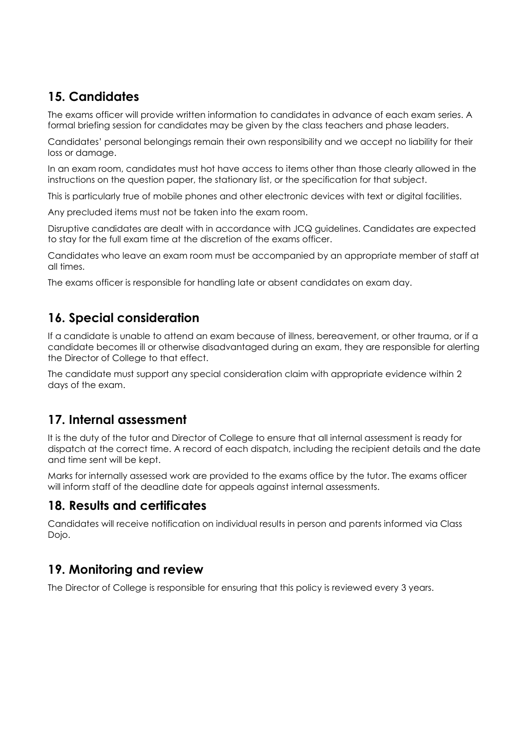## 15. Candidates

The exams officer will provide written information to candidates in advance of each exam series. A formal briefing session for candidates may be given by the class teachers and phase leaders.

Candidates' personal belongings remain their own responsibility and we accept no liability for their loss or damage.

In an exam room, candidates must hot have access to items other than those clearly allowed in the instructions on the question paper, the stationary list, or the specification for that subject.

This is particularly true of mobile phones and other electronic devices with text or digital facilities.

Any precluded items must not be taken into the exam room.

Disruptive candidates are dealt with in accordance with JCQ guidelines. Candidates are expected to stay for the full exam time at the discretion of the exams officer.

Candidates who leave an exam room must be accompanied by an appropriate member of staff at all times.

The exams officer is responsible for handling late or absent candidates on exam day.

## 16. Special consideration

If a candidate is unable to attend an exam because of illness, bereavement, or other trauma, or if a candidate becomes ill or otherwise disadvantaged during an exam, they are responsible for alerting the Director of College to that effect.

The candidate must support any special consideration claim with appropriate evidence within 2 days of the exam.

## 17. Internal assessment

It is the duty of the tutor and Director of College to ensure that all internal assessment is ready for dispatch at the correct time. A record of each dispatch, including the recipient details and the date and time sent will be kept.

Marks for internally assessed work are provided to the exams office by the tutor. The exams officer will inform staff of the deadline date for appeals against internal assessments.

## 18. Results and certificates

Candidates will receive notification on individual results in person and parents informed via Class Dojo.

## 19. Monitoring and review

The Director of College is responsible for ensuring that this policy is reviewed every 3 years.